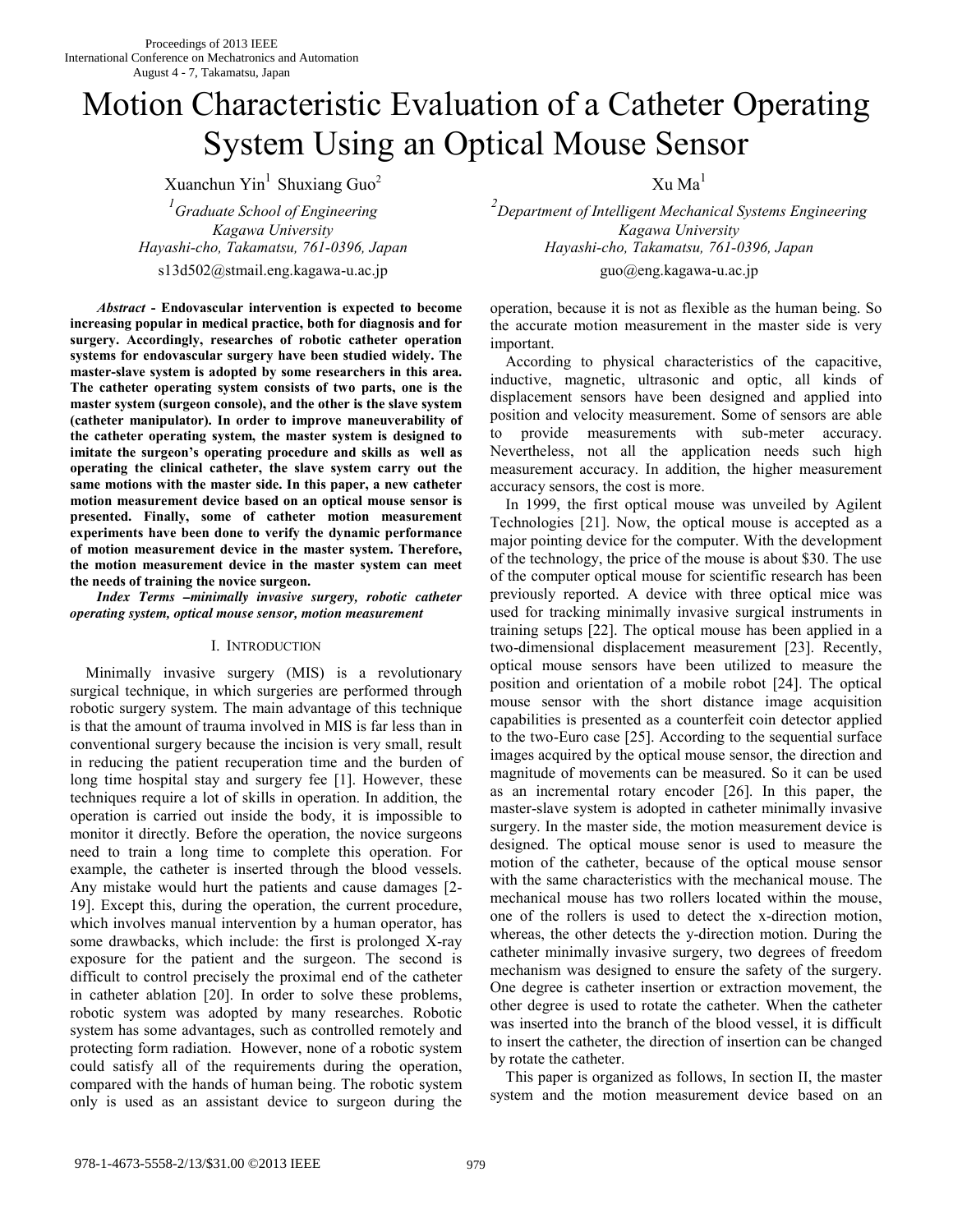Proceedings of 2013 IEEE
International Conference on Mechatronics and Automation
August 4 - 7, Takamatsu, Japan

# Motion Characteristic Evaluation of a Catheter Operating System Using an Optical Mouse Sensor

Xuanchun Yin[1] Shuxiang Guo[2] Xu Ma[1]

[1] *Graduate School of Engineering*
*Kagawa University*
*Hayashi-cho, Takamatsu, 761-0396, Japan*
s13d502@stmail.eng.kagawa-u.ac.jp

[2] *Department of Intelligent Mechanical Systems Engineering*
*Kagawa University*
*Hayashi-cho, Takamatsu, 761-0396, Japan*
guo@eng.kagawa-u.ac.jp

***Abstract*** **- Endovascular intervention is expected to become increasing popular in medical practice, both for diagnosis and for surgery. Accordingly, researches of robotic catheter operation systems for endovascular surgery have been studied widely. The master-slave system is adopted by some researchers in this area. The catheter operating system consists of two parts, one is the master system (surgeon console), and the other is the slave system (catheter manipulator). In order to improve maneuverability of the catheter operating system, the master system is designed to imitate the surgeon's operating procedure and skills as well as operating the clinical catheter, the slave system carry out the same motions with the master side. In this paper, a new catheter motion measurement device based on an optical mouse sensor is presented. Finally, some of catheter motion measurement experiments have been done to verify the dynamic performance of motion measurement device in the master system. Therefore, the motion measurement device in the master system can meet the needs of training the novice surgeon.**

***Index Terms –minimally invasive surgery, robotic catheter operating system, optical mouse sensor, motion measurement***

## I. INTRODUCTION

Minimally invasive surgery (MIS) is a revolutionary surgical technique, in which surgeries are performed through robotic surgery system. The main advantage of this technique is that the amount of trauma involved in MIS is far less than in conventional surgery because the incision is very small, result in reducing the patient recuperation time and the burden of long time hospital stay and surgery fee [1]. However, these techniques require a lot of skills in operation. In addition, the operation is carried out inside the body, it is impossible to monitor it directly. Before the operation, the novice surgeons need to train a long time to complete this operation. For example, the catheter is inserted through the blood vessels. Any mistake would hurt the patients and cause damages [2-19]. Except this, during the operation, the current procedure, which involves manual intervention by a human operator, has some drawbacks, which include: the first is prolonged X-ray exposure for the patient and the surgeon. The second is difficult to control precisely the proximal end of the catheter in catheter ablation [20]. In order to solve these problems, robotic system was adopted by many researches. Robotic system has some advantages, such as controlled remotely and protecting form radiation. However, none of a robotic system could satisfy all of the requirements during the operation, compared with the hands of human being. The robotic system only is used as an assistant device to surgeon during the operation, because it is not as flexible as the human being. So the accurate motion measurement in the master side is very important.

According to physical characteristics of the capacitive, inductive, magnetic, ultrasonic and optic, all kinds of displacement sensors have been designed and applied into position and velocity measurement. Some of sensors are able to provide measurements with sub-meter accuracy. Nevertheless, not all the application needs such high measurement accuracy. In addition, the higher measurement accuracy sensors, the cost is more.

In 1999, the first optical mouse was unveiled by Agilent Technologies [21]. Now, the optical mouse is accepted as a major pointing device for the computer. With the development of the technology, the price of the mouse is about $30. The use of the computer optical mouse for scientific research has been previously reported. A device with three optical mice was used for tracking minimally invasive surgical instruments in training setups [22]. The optical mouse has been applied in a two-dimensional displacement measurement [23]. Recently, optical mouse sensors have been utilized to measure the position and orientation of a mobile robot [24]. The optical mouse sensor with the short distance image acquisition capabilities is presented as a counterfeit coin detector applied to the two-Euro case [25]. According to the sequential surface images acquired by the optical mouse sensor, the direction and magnitude of movements can be measured. So it can be used as an incremental rotary encoder [26]. In this paper, the master-slave system is adopted in catheter minimally invasive surgery. In the master side, the motion measurement device is designed. The optical mouse senor is used to measure the motion of the catheter, because of the optical mouse sensor with the same characteristics with the mechanical mouse. The mechanical mouse has two rollers located within the mouse, one of the rollers is used to detect the x-direction motion, whereas, the other detects the y-direction motion. During the catheter minimally invasive surgery, two degrees of freedom mechanism was designed to ensure the safety of the surgery. One degree is catheter insertion or extraction movement, the other degree is used to rotate the catheter. When the catheter was inserted into the branch of the blood vessel, it is difficult to insert the catheter, the direction of insertion can be changed by rotate the catheter.

This paper is organized as follows, In section II, the master system and the motion measurement device based on an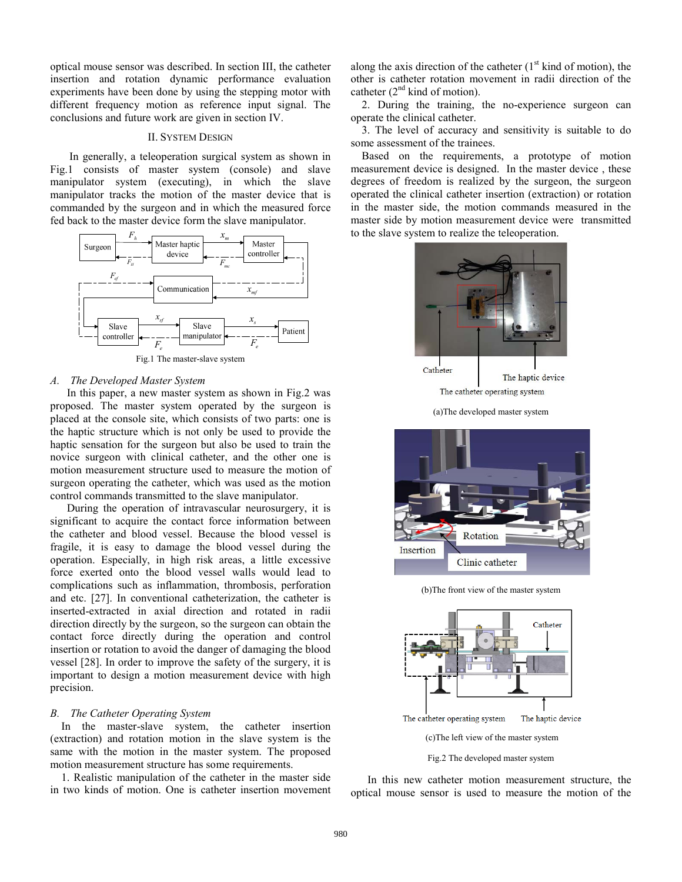optical mouse sensor was described. In section III, the catheter insertion and rotation dynamic performance evaluation experiments have been done by using the stepping motor with different frequency motion as reference input signal. The conclusions and future work are given in section IV.

## II. System Design

In generally, a teleoperation surgical system as shown in Fig.1 consists of master system (console) and slave manipulator system (executing), in which the slave manipulator tracks the motion of the master device that is commanded by the surgeon and in which the measured force fed back to the master device form the slave manipulator.

Surgeon
$F_h$
$F_H$
Master haptic device
$x_m$
$F_{mc}$
Master controller
$F_{sf}$
Communication
$x_{mf}$
$x_{sf}$
$x_s$
Slave controller
Slave manipulator
Patient
$F_e$
$F_e$

Fig.1 The master-slave system

### A. The Developed Master System

In this paper, a new master system as shown in Fig.2 was proposed. The master system operated by the surgeon is placed at the console site, which consists of two parts: one is the haptic structure which is not only be used to provide the haptic sensation for the surgeon but also be used to train the novice surgeon with clinical catheter, and the other one is motion measurement structure used to measure the motion of surgeon operating the catheter, which was used as the motion control commands transmitted to the slave manipulator.

During the operation of intravascular neurosurgery, it is significant to acquire the contact force information between the catheter and blood vessel. Because the blood vessel is fragile, it is easy to damage the blood vessel during the operation. Especially, in high risk areas, a little excessive force exerted onto the blood vessel walls would lead to complications such as inflammation, thrombosis, perforation and etc. [27]. In conventional catheterization, the catheter is inserted-extracted in axial direction and rotated in radii direction directly by the surgeon, so the surgeon can obtain the contact force directly during the operation and control insertion or rotation to avoid the danger of damaging the blood vessel [28]. In order to improve the safety of the surgery, it is important to design a motion measurement device with high precision.

### B. The Catheter Operating System

In the master-slave system, the catheter insertion (extraction) and rotation motion in the slave system is the same with the motion in the master system. The proposed motion measurement structure has some requirements.

1. Realistic manipulation of the catheter in the master side in two kinds of motion. One is catheter insertion movement along the axis direction of the catheter (1st kind of motion), the other is catheter rotation movement in radii direction of the catheter (2nd kind of motion).

2. During the training, the no-experience surgeon can operate the clinical catheter.

3. The level of accuracy and sensitivity is suitable to do some assessment of the trainees.

Based on the requirements, a prototype of motion measurement device is designed. In the master device , these degrees of freedom is realized by the surgeon, the surgeon operated the clinical catheter insertion (extraction) or rotation in the master side, the motion commands measured in the master side by motion measurement device were transmitted to the slave system to realize the teleoperation.

Catheter
The haptic device
The catheter operating system

(a)The developed master system

Rotation
Insertion
Clinic catheter

(b)The front view of the master system

Catheter
The catheter operating system
The haptic device

(c)The left view of the master system

Fig.2 The developed master system

In this new catheter motion measurement structure, the optical mouse sensor is used to measure the motion of the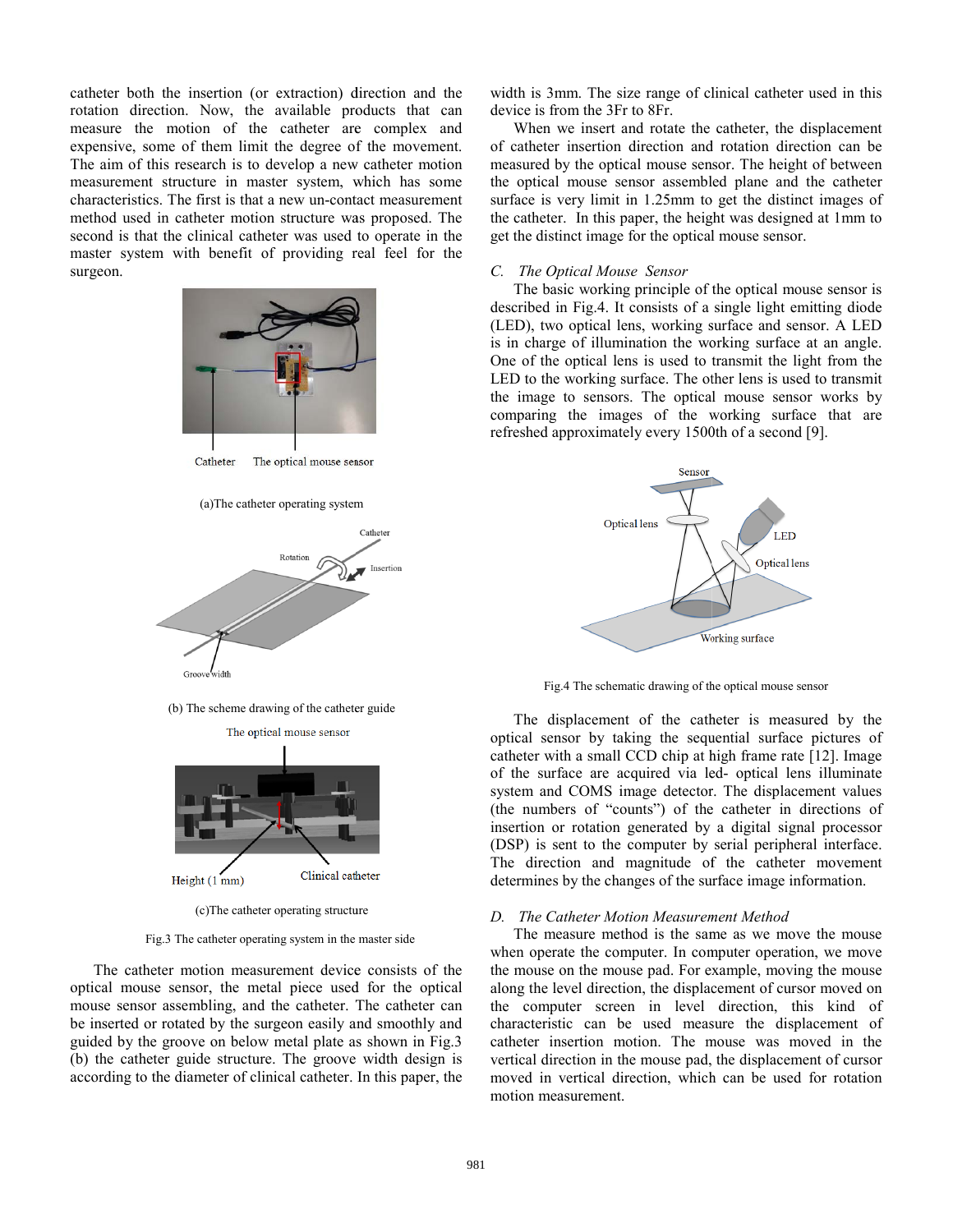catheter both the insertion (or extraction) direction and the rotation direction. Now, the available products that can measure the motion of the catheter are complex and expensive, some of them limit the degree of the movement. The aim of this research is to develop a new catheter motion measurement structure in master system, which has some characteristics. The first is that a new un-contact measurement method used in catheter motion structure was proposed. The second is that the clinical catheter was used to operate in the master system with benefit of providing real feel for the surgeon.

(a)The catheter operating system

(b) The scheme drawing of the catheter guide

(c)The catheter operating structure

Fig.3 The catheter operating system in the master side

The catheter motion measurement device consists of the optical mouse sensor, the metal piece used for the optical mouse sensor assembling, and the catheter. The catheter can be inserted or rotated by the surgeon easily and smoothly and guided by the groove on below metal plate as shown in Fig.3 (b) the catheter guide structure. The groove width design is according to the diameter of clinical catheter. In this paper, the width is 3mm. The size range of clinical catheter used in this device is from the 3Fr to 8Fr.

When we insert and rotate the catheter, the displacement of catheter insertion direction and rotation direction can be measured by the optical mouse sensor. The height of between the optical mouse sensor assembled plane and the catheter surface is very limit in 1.25mm to get the distinct images of the catheter. In this paper, the height was designed at 1mm to get the distinct image for the optical mouse sensor.

## *C. The Optical Mouse Sensor*

The basic working principle of the optical mouse sensor is described in Fig.4. It consists of a single light emitting diode (LED), two optical lens, working surface and sensor. A LED is in charge of illumination the working surface at an angle. One of the optical lens is used to transmit the light from the LED to the working surface. The other lens is used to transmit the image to sensors. The optical mouse sensor works by comparing the images of the working surface that are refreshed approximately every 1500th of a second [9].

Fig.4 The schematic drawing of the optical mouse sensor

The displacement of the catheter is measured by the optical sensor by taking the sequential surface pictures of catheter with a small CCD chip at high frame rate [12]. Image of the surface are acquired via led- optical lens illuminate system and COMS image detector. The displacement values (the numbers of "counts") of the catheter in directions of insertion or rotation generated by a digital signal processor (DSP) is sent to the computer by serial peripheral interface. The direction and magnitude of the catheter movement determines by the changes of the surface image information.

## *D. The Catheter Motion Measurement Method*

The measure method is the same as we move the mouse when operate the computer. In computer operation, we move the mouse on the mouse pad. For example, moving the mouse along the level direction, the displacement of cursor moved on the computer screen in level direction, this kind of characteristic can be used measure the displacement of catheter insertion motion. The mouse was moved in the vertical direction in the mouse pad, the displacement of cursor moved in vertical direction, which can be used for rotation motion measurement.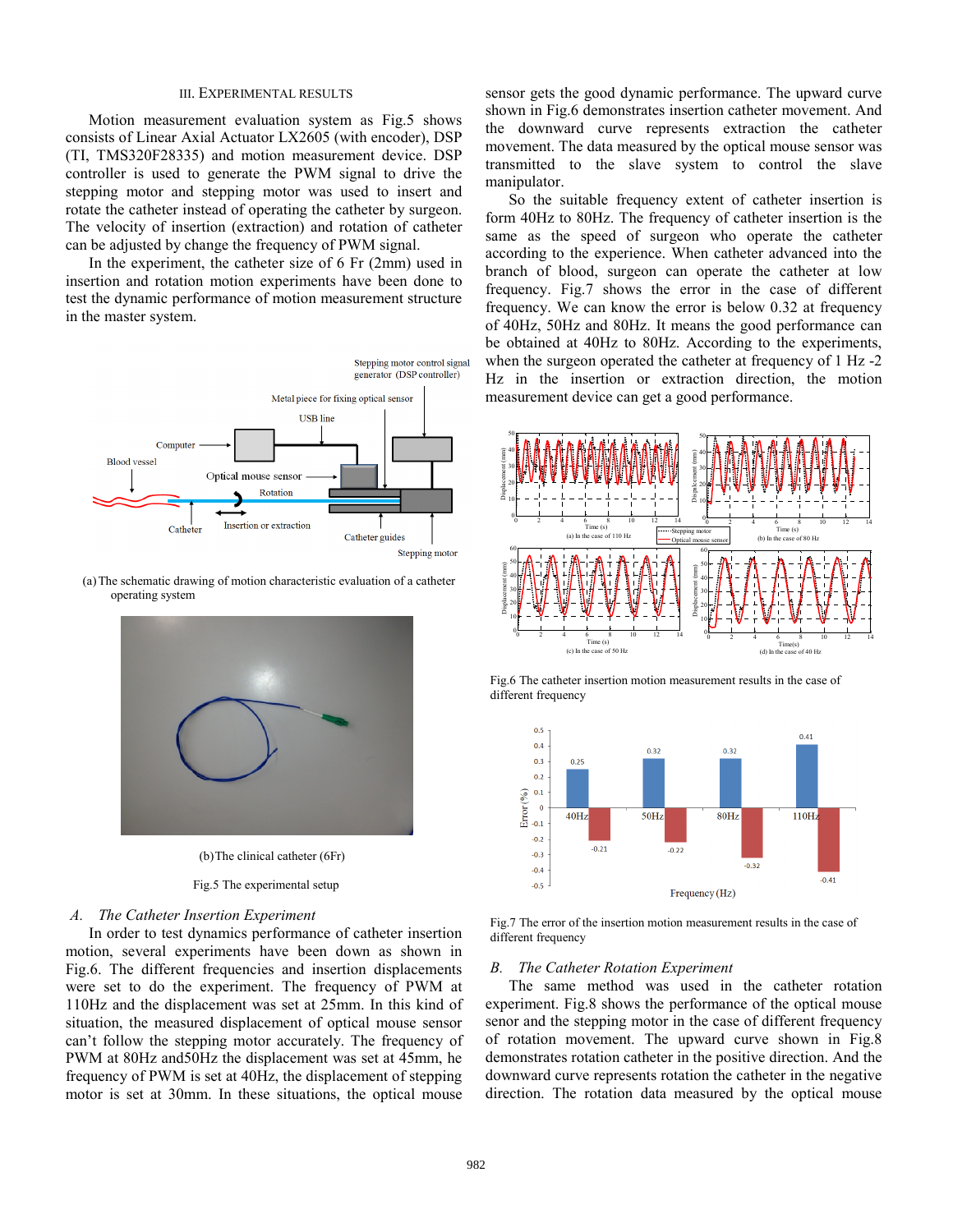## III. Experimental Results

Motion measurement evaluation system as Fig.5 shows consists of Linear Axial Actuator LX2605 (with encoder), DSP (TI, TMS320F28335) and motion measurement device. DSP controller is used to generate the PWM signal to drive the stepping motor and stepping motor was used to insert and rotate the catheter instead of operating the catheter by surgeon. The velocity of insertion (extraction) and rotation of catheter can be adjusted by change the frequency of PWM signal.

In the experiment, the catheter size of 6 Fr (2mm) used in insertion and rotation motion experiments have been done to test the dynamic performance of motion measurement structure in the master system.

(a) The schematic drawing of motion characteristic evaluation of a catheter operating system

(b) The clinical catheter (6Fr)

Fig.5 The experimental setup

### *A. The Catheter Insertion Experiment*

In order to test dynamics performance of catheter insertion motion, several experiments have been down as shown in Fig.6. The different frequencies and insertion displacements were set to do the experiment. The frequency of PWM at 110Hz and the displacement was set at 25mm. In this kind of situation, the measured displacement of optical mouse sensor can't follow the stepping motor accurately. The frequency of PWM at 80Hz and50Hz the displacement was set at 45mm, he frequency of PWM is set at 40Hz, the displacement of stepping motor is set at 30mm. In these situations, the optical mouse sensor gets the good dynamic performance. The upward curve shown in Fig.6 demonstrates insertion catheter movement. And the downward curve represents extraction the catheter movement. The data measured by the optical mouse sensor was transmitted to the slave system to control the slave manipulator.

So the suitable frequency extent of catheter insertion is form 40Hz to 80Hz. The frequency of catheter insertion is the same as the speed of surgeon who operate the catheter according to the experience. When catheter advanced into the branch of blood, surgeon can operate the catheter at low frequency. Fig.7 shows the error in the case of different frequency. We can know the error is below 0.32 at frequency of 40Hz, 50Hz and 80Hz. It means the good performance can be obtained at 40Hz to 80Hz. According to the experiments, when the surgeon operated the catheter at frequency of 1 Hz -2 Hz in the insertion or extraction direction, the motion measurement device can get a good performance.

Fig.6 The catheter insertion motion measurement results in the case of different frequency

Fig.7 The error of the insertion motion measurement results in the case of different frequency

### *B. The Catheter Rotation Experiment*

The same method was used in the catheter rotation experiment. Fig.8 shows the performance of the optical mouse senor and the stepping motor in the case of different frequency of rotation movement. The upward curve shown in Fig.8 demonstrates rotation catheter in the positive direction. And the downward curve represents rotation the catheter in the negative direction. The rotation data measured by the optical mouse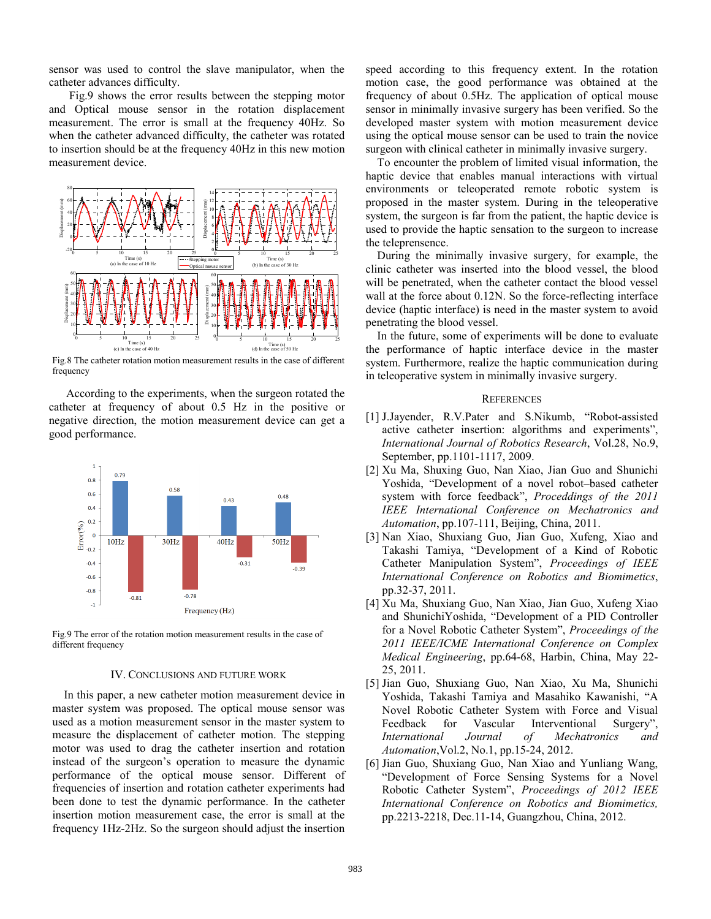sensor was used to control the slave manipulator, when the catheter advances difficulty.

Fig.9 shows the error results between the stepping motor and Optical mouse sensor in the rotation displacement measurement. The error is small at the frequency 40Hz. So when the catheter advanced difficulty, the catheter was rotated to insertion should be at the frequency 40Hz in this new motion measurement device.

Fig.8 The catheter rotation motion measurement results in the case of different frequency

According to the experiments, when the surgeon rotated the catheter at frequency of about 0.5 Hz in the positive or negative direction, the motion measurement device can get a good performance.

Fig.9 The error of the rotation motion measurement results in the case of different frequency

## IV. Conclusions and Future Work

In this paper, a new catheter motion measurement device in master system was proposed. The optical mouse sensor was used as a motion measurement sensor in the master system to measure the displacement of catheter motion. The stepping motor was used to drag the catheter insertion and rotation instead of the surgeon's operation to measure the dynamic performance of the optical mouse sensor. Different of frequencies of insertion and rotation catheter experiments had been done to test the dynamic performance. In the catheter insertion motion measurement case, the error is small at the frequency 1Hz-2Hz. So the surgeon should adjust the insertion speed according to this frequency extent. In the rotation motion case, the good performance was obtained at the frequency of about 0.5Hz. The application of optical mouse sensor in minimally invasive surgery has been verified. So the developed master system with motion measurement device using the optical mouse sensor can be used to train the novice surgeon with clinical catheter in minimally invasive surgery.

To encounter the problem of limited visual information, the haptic device that enables manual interactions with virtual environments or teleoperated remote robotic system is proposed in the master system. During in the teleoperative system, the surgeon is far from the patient, the haptic device is used to provide the haptic sensation to the surgeon to increase the telepresence.

During the minimally invasive surgery, for example, the clinic catheter was inserted into the blood vessel, the blood will be penetrated, when the catheter contact the blood vessel wall at the force about 0.12N. So the force-reflecting interface device (haptic interface) is need in the master system to avoid penetrating the blood vessel.

In the future, some of experiments will be done to evaluate the performance of haptic interface device in the master system. Furthermore, realize the haptic communication during in teleoperative system in minimally invasive surgery.

## References

[1] J.Jayender, R.V.Pater and S.Nikumb, "Robot-assisted active catheter insertion: algorithms and experiments", *International Journal of Robotics Research*, Vol.28, No.9, September, pp.1101-1117, 2009.

[2] Xu Ma, Shuxing Guo, Nan Xiao, Jian Guo and Shunichi Yoshida, "Development of a novel robot–based catheter system with force feedback", *Proceddings of the 2011 IEEE International Conference on Mechatronics and Automation*, pp.107-111, Beijing, China, 2011.

[3] Nan Xiao, Shuxiang Guo, Jian Guo, Xufeng, Xiao and Takashi Tamiya, "Development of a Kind of Robotic Catheter Manipulation System", *Proceedings of IEEE International Conference on Robotics and Biomimetics*, pp.32-37, 2011.

[4] Xu Ma, Shuxiang Guo, Nan Xiao, Jian Guo, Xufeng Xiao and ShunichiYoshida, "Development of a PID Controller for a Novel Robotic Catheter System", *Proceedings of the 2011 IEEE/ICME International Conference on Complex Medical Engineering*, pp.64-68, Harbin, China, May 22-25, 2011.

[5] Jian Guo, Shuxiang Guo, Nan Xiao, Xu Ma, Shunichi Yoshida, Takashi Tamiya and Masahiko Kawanishi, "A Novel Robotic Catheter System with Force and Visual Feedback for Vascular Interventional Surgery", *International Journal of Mechatronics and Automation*, Vol.2, No.1, pp.15-24, 2012.

[6] Jian Guo, Shuxiang Guo, Nan Xiao and Yunliang Wang, "Development of Force Sensing Systems for a Novel Robotic Catheter System", *Proceedings of 2012 IEEE International Conference on Robotics and Biomimetics,* pp.2213-2218, Dec.11-14, Guangzhou, China, 2012.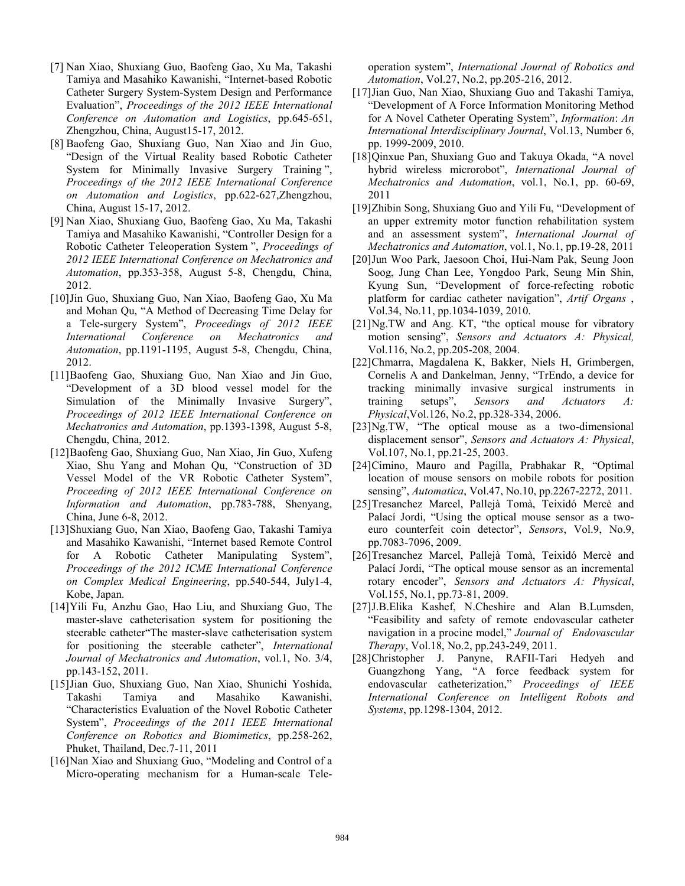[7] Nan Xiao, Shuxiang Guo, Baofeng Gao, Xu Ma, Takashi Tamiya and Masahiko Kawanishi, "Internet-based Robotic Catheter Surgery System-System Design and Performance Evaluation", *Proceedings of the 2012 IEEE International Conference on Automation and Logistics*, pp.645-651, Zhengzhou, China, August15-17, 2012.

[8] Baofeng Gao, Shuxiang Guo, Nan Xiao and Jin Guo, "Design of the Virtual Reality based Robotic Catheter System for Minimally Invasive Surgery Training ", *Proceedings of the 2012 IEEE International Conference on Automation and Logistics*, pp.622-627,Zhengzhou, China, August 15-17, 2012.

[9] Nan Xiao, Shuxiang Guo, Baofeng Gao, Xu Ma, Takashi Tamiya and Masahiko Kawanishi, "Controller Design for a Robotic Catheter Teleoperation System ", *Proceedings of 2012 IEEE International Conference on Mechatronics and Automation*, pp.353-358, August 5-8, Chengdu, China, 2012.

[10]Jin Guo, Shuxiang Guo, Nan Xiao, Baofeng Gao, Xu Ma and Mohan Qu, "A Method of Decreasing Time Delay for a Tele-surgery System", *Proceedings of 2012 IEEE International Conference on Mechatronics and Automation*, pp.1191-1195, August 5-8, Chengdu, China, 2012.

[11]Baofeng Gao, Shuxiang Guo, Nan Xiao and Jin Guo, "Development of a 3D blood vessel model for the Simulation of the Minimally Invasive Surgery", *Proceedings of 2012 IEEE International Conference on Mechatronics and Automation*, pp.1393-1398, August 5-8, Chengdu, China, 2012.

[12]Baofeng Gao, Shuxiang Guo, Nan Xiao, Jin Guo, Xufeng Xiao, Shu Yang and Mohan Qu, "Construction of 3D Vessel Model of the VR Robotic Catheter System", *Proceeding of 2012 IEEE International Conference on Information and Automation*, pp.783-788, Shenyang, China, June 6-8, 2012.

[13]Shuxiang Guo, Nan Xiao, Baofeng Gao, Takashi Tamiya and Masahiko Kawanishi, "Internet based Remote Control for A Robotic Catheter Manipulating System", *Proceedings of the 2012 ICME International Conference on Complex Medical Engineering*, pp.540-544, July1-4, Kobe, Japan.

[14]Yili Fu, Anzhu Gao, Hao Liu, and Shuxiang Guo, The master-slave catheterisation system for positioning the steerable catheter"The master-slave catheterisation system for positioning the steerable catheter", *International Journal of Mechatronics and Automation*, vol.1, No. 3/4, pp.143-152, 2011.

[15]Jian Guo, Shuxiang Guo, Nan Xiao, Shunichi Yoshida, Takashi Tamiya and Masahiko Kawanishi, "Characteristics Evaluation of the Novel Robotic Catheter System", *Proceedings of the 2011 IEEE International Conference on Robotics and Biomimetics*, pp.258-262, Phuket, Thailand, Dec.7-11, 2011

[16]Nan Xiao and Shuxiang Guo, "Modeling and Control of a Micro-operating mechanism for a Human-scale Tele-operation system", *International Journal of Robotics and Automation*, Vol.27, No.2, pp.205-216, 2012.

[17]Jian Guo, Nan Xiao, Shuxiang Guo and Takashi Tamiya, "Development of A Force Information Monitoring Method for A Novel Catheter Operating System", *Information*: *An International Interdisciplinary Journal*, Vol.13, Number 6, pp. 1999-2009, 2010.

[18]Qinxue Pan, Shuxiang Guo and Takuya Okada, "A novel hybrid wireless microrobot", *International Journal of Mechatronics and Automation*, vol.1, No.1, pp. 60-69, 2011

[19]Zhibin Song, Shuxiang Guo and Yili Fu, "Development of an upper extremity motor function rehabilitation system and an assessment system", *International Journal of Mechatronics and Automation*, vol.1, No.1, pp.19-28, 2011

[20]Jun Woo Park, Jaesoon Choi, Hui-Nam Pak, Seung Joon Soog, Jung Chan Lee, Yongdoo Park, Seung Min Shin, Kyung Sun, "Development of force-refecting robotic platform for cardiac catheter navigation", *Artif Organs* , Vol.34, No.11, pp.1034-1039, 2010.

[21]Ng.TW and Ang. KT, "the optical mouse for vibratory motion sensing", *Sensors and Actuators A: Physical,* Vol.116, No.2, pp.205-208, 2004.

[22]Chmarra, Magdalena K, Bakker, Niels H, Grimbergen, Cornelis A and Dankelman, Jenny, "TrEndo, a device for tracking minimally invasive surgical instruments in training setups", *Sensors and Actuators A: Physical*,Vol.126, No.2, pp.328-334, 2006.

[23]Ng.TW, "The optical mouse as a two-dimensional displacement sensor", *Sensors and Actuators A: Physical*, Vol.107, No.1, pp.21-25, 2003.

[24]Cimino, Mauro and Pagilla, Prabhakar R, "Optimal location of mouse sensors on mobile robots for position sensing", *Automatica*, Vol.47, No.10, pp.2267-2272, 2011.

[25]Tresanchez Marcel, Pallejà Tomà, Teixidó Mercè and Palací Jordi, "Using the optical mouse sensor as a two-euro counterfeit coin detector", *Sensors*, Vol.9, No.9, pp.7083-7096, 2009.

[26]Tresanchez Marcel, Pallejà Tomà, Teixidó Mercè and Palací Jordi, "The optical mouse sensor as an incremental rotary encoder", *Sensors and Actuators A: Physical*, Vol.155, No.1, pp.73-81, 2009.

[27]J.B.Elika Kashef, N.Cheshire and Alan B.Lumsden, "Feasibility and safety of remote endovascular catheter navigation in a procine model," *Journal of Endovascular Therapy*, Vol.18, No.2, pp.243-249, 2011.

[28]Christopher J. Panyne, RAFII-Tari Hedyeh and Guangzhong Yang, "A force feedback system for endovascular catheterization," *Proceedings of IEEE International Conference on Intelligent Robots and Systems*, pp.1298-1304, 2012.